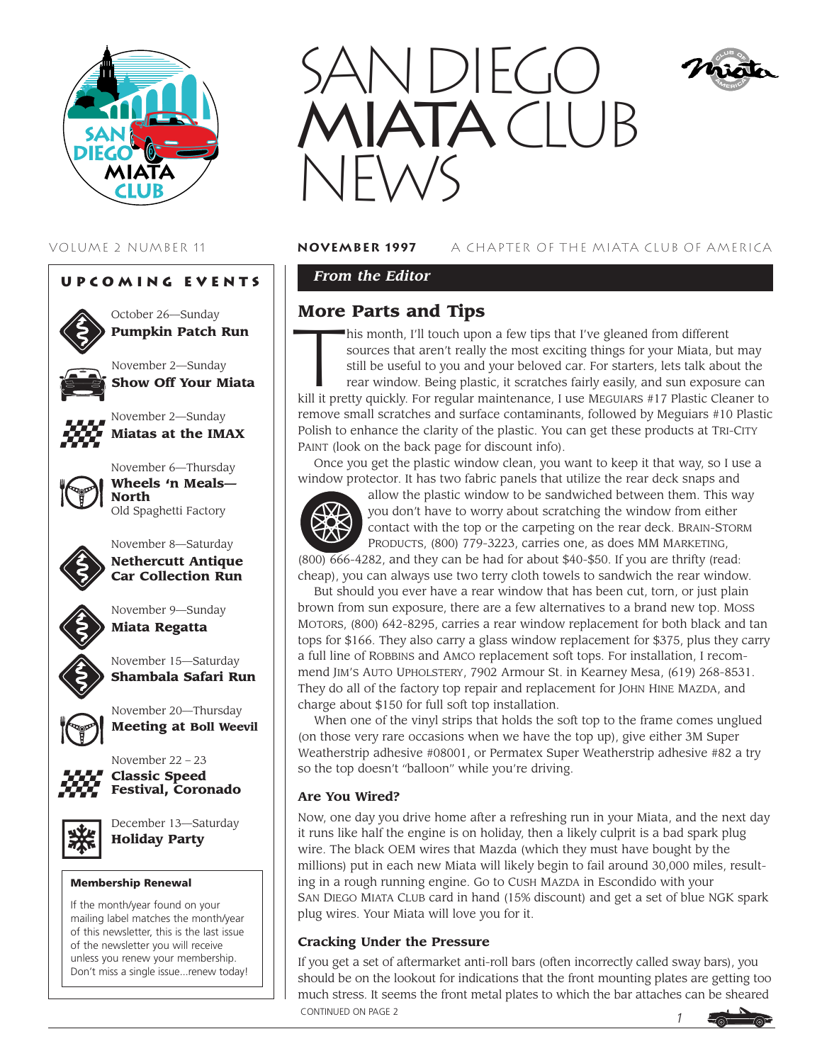# SAN DIEGO MIATA CLUB NEWS

VOLUME 2 NUMBER 11 **NOVEMBER 1997** A CHAPTER OF THE MIATA CLUB OF AMERICA

## UPCOMING EVENTS

October 26—Sunday
**Pumpkin Patch Run**

November 2—Sunday
**Show Off Your Miata**

November 2—Sunday
**Miatas at the IMAX**

November 6—Thursday
**Wheels 'n Meals—North**
Old Spaghetti Factory

November 8—Saturday
**Nethercutt Antique Car Collection Run**

November 9—Sunday
**Miata Regatta**

November 15—Saturday
**Shambala Safari Run**

November 20—Thursday
**Meeting at Boll Weevil**

November 22 – 23
**Classic Speed Festival, Coronado**

December 13—Saturday
**Holiday Party**

### Membership Renewal

If the month/year found on your mailing label matches the month/year of this newsletter, this is the last issue of the newsletter you will receive unless you renew your membership. Don't miss a single issue...renew today!

## *From the Editor*

## More Parts and Tips

This month, I'll touch upon a few tips that I've gleaned from different sources that aren't really the most exciting things for your Miata, but may still be useful to you and your beloved car. For starters, lets talk about the rear window. Being plastic, it scratches fairly easily, and sun exposure can kill it pretty quickly. For regular maintenance, I use MEGUIARS #17 Plastic Cleaner to remove small scratches and surface contaminants, followed by Meguiars #10 Plastic Polish to enhance the clarity of the plastic. You can get these products at TRI-CITY PAINT (look on the back page for discount info).

Once you get the plastic window clean, you want to keep it that way, so I use a window protector. It has two fabric panels that utilize the rear deck snaps and allow the plastic window to be sandwiched between them. This way you don't have to worry about scratching the window from either contact with the top or the carpeting on the rear deck. BRAIN-STORM PRODUCTS, (800) 779-3223, carries one, as does MM MARKETING, (800) 666-4282, and they can be had for about $40-$50. If you are thrifty (read: cheap), you can always use two terry cloth towels to sandwich the rear window.

But should you ever have a rear window that has been cut, torn, or just plain brown from sun exposure, there are a few alternatives to a brand new top. MOSS MOTORS, (800) 642-8295, carries a rear window replacement for both black and tan tops for $166. They also carry a glass window replacement for $375, plus they carry a full line of ROBBINS and AMCO replacement soft tops. For installation, I recommend JIM'S AUTO UPHOLSTERY, 7902 Armour St. in Kearney Mesa, (619) 268-8531. They do all of the factory top repair and replacement for JOHN HINE MAZDA, and charge about $150 for full soft top installation.

When one of the vinyl strips that holds the soft top to the frame comes unglued (on those very rare occasions when we have the top up), give either 3M Super Weatherstrip adhesive #08001, or Permatex Super Weatherstrip adhesive #82 a try so the top doesn't "balloon" while you're driving.

### Are You Wired?

Now, one day you drive home after a refreshing run in your Miata, and the next day it runs like half the engine is on holiday, then a likely culprit is a bad spark plug wire. The black OEM wires that Mazda (which they must have bought by the millions) put in each new Miata will likely begin to fail around 30,000 miles, resulting in a rough running engine. Go to CUSH MAZDA in Escondido with your SAN DIEGO MIATA CLUB card in hand (15% discount) and get a set of blue NGK spark plug wires. Your Miata will love you for it.

### Cracking Under the Pressure

If you get a set of aftermarket anti-roll bars (often incorrectly called sway bars), you should be on the lookout for indications that the front mounting plates are getting too much stress. It seems the front metal plates to which the bar attaches can be sheared

CONTINUED ON PAGE 2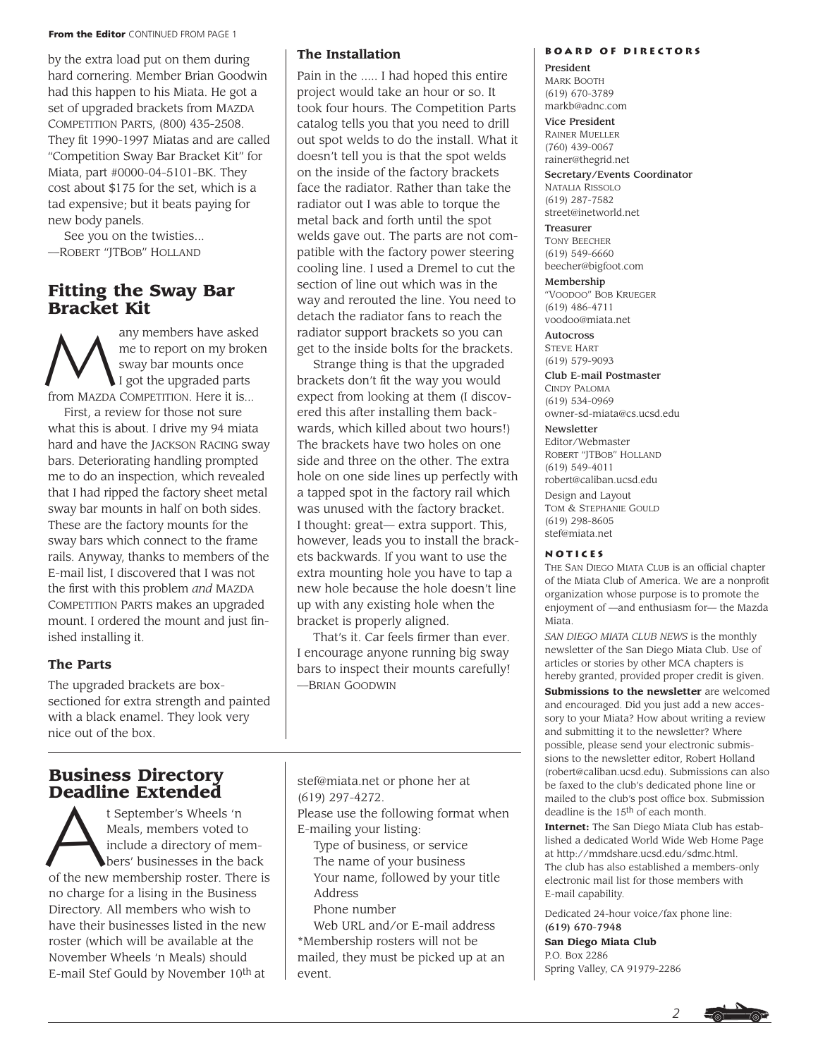**From the Editor** CONTINUED FROM PAGE 1

by the extra load put on them during hard cornering. Member Brian Goodwin had this happen to his Miata. He got a set of upgraded brackets from MAZDA COMPETITION PARTS, (800) 435-2508. They fit 1990-1997 Miatas and are called "Competition Sway Bar Bracket Kit" for Miata, part #0000-04-5101-BK. They cost about $175 for the set, which is a tad expensive; but it beats paying for new body panels.

See you on the twisties...
—ROBERT "JTBOB" HOLLAND

## Fitting the Sway Bar Bracket Kit

Many members have asked me to report on my broken sway bar mounts once I got the upgraded parts from MAZDA COMPETITION. Here it is...

First, a review for those not sure what this is about. I drive my 94 miata hard and have the JACKSON RACING sway bars. Deteriorating handling prompted me to do an inspection, which revealed that I had ripped the factory sheet metal sway bar mounts in half on both sides. These are the factory mounts for the sway bars which connect to the frame rails. Anyway, thanks to members of the E-mail list, I discovered that I was not the first with this problem *and* MAZDA COMPETITION PARTS makes an upgraded mount. I ordered the mount and just finished installing it.

### The Parts

The upgraded brackets are box-sectioned for extra strength and painted with a black enamel. They look very nice out of the box.

### The Installation

Pain in the ..... I had hoped this entire project would take an hour or so. It took four hours. The Competition Parts catalog tells you that you need to drill out spot welds to do the install. What it doesn't tell you is that the spot welds on the inside of the factory brackets face the radiator. Rather than take the radiator out I was able to torque the metal back and forth until the spot welds gave out. The parts are not compatible with the factory power steering cooling line. I used a Dremel to cut the section of line out which was in the way and rerouted the line. You need to detach the radiator fans to reach the radiator support brackets so you can get to the inside bolts for the brackets.

Strange thing is that the upgraded brackets don't fit the way you would expect from looking at them (I discovered this after installing them backwards, which killed about two hours!) The brackets have two holes on one side and three on the other. The extra hole on one side lines up perfectly with a tapped spot in the factory rail which was unused with the factory bracket. I thought: great— extra support. This, however, leads you to install the brackets backwards. If you want to use the extra mounting hole you have to tap a new hole because the hole doesn't line up with any existing hole when the bracket is properly aligned.

That's it. Car feels firmer than ever. I encourage anyone running big sway bars to inspect their mounts carefully!
—BRIAN GOODWIN

## Business Directory Deadline Extended

At September's Wheels 'n Meals, members voted to include a directory of members' businesses in the back of the new membership roster. There is no charge for a lising in the Business Directory. All members who wish to have their businesses listed in the new roster (which will be available at the November Wheels 'n Meals) should E-mail Stef Gould by November 10th at stef@miata.net or phone her at (619) 297-4272.

Please use the following format when E-mailing your listing:

Type of business, or service
The name of your business
Your name, followed by your title
Address
Phone number
Web URL and/or E-mail address

*Membership rosters will not be mailed, they must be picked up at an event.

### BOARD OF DIRECTORS

**President**
MARK BOOTH
(619) 670-3789
markb@adnc.com

**Vice President**
RAINER MUELLER
(760) 439-0067
rainer@thegrid.net

**Secretary/Events Coordinator**
NATALIA RISSOLO
(619) 287-7582
street@inetworld.net

**Treasurer**
TONY BEECHER
(619) 549-6660
beecher@bigfoot.com

**Membership**
"VOODOO" BOB KRUEGER
(619) 486-4711
voodoo@miata.net

**Autocross**
STEVE HART
(619) 579-9093

**Club E-mail Postmaster**
CINDY PALOMA
(619) 534-0969
owner-sd-miata@cs.ucsd.edu

**Newsletter**
Editor/Webmaster
ROBERT "JTBOB" HOLLAND
(619) 549-4011
robert@caliban.ucsd.edu

Design and Layout
TOM & STEPHANIE GOULD
(619) 298-8605
stef@miata.net

### NOTICES

THE SAN DIEGO MIATA CLUB is an official chapter of the Miata Club of America. We are a nonprofit organization whose purpose is to promote the enjoyment of —and enthusiasm for— the Mazda Miata.

*SAN DIEGO MIATA CLUB NEWS* is the monthly newsletter of the San Diego Miata Club. Use of articles or stories by other MCA chapters is hereby granted, provided proper credit is given.

**Submissions to the newsletter** are welcomed and encouraged. Did you just add a new accessory to your Miata? How about writing a review and submitting it to the newsletter? Where possible, please send your electronic submissions to the newsletter editor, Robert Holland (robert@caliban.ucsd.edu). Submissions can also be faxed to the club's dedicated phone line or mailed to the club's post office box. Submission deadline is the 15th of each month.

**Internet:** The San Diego Miata Club has established a dedicated World Wide Web Home Page at http://mmdshare.ucsd.edu/sdmc.html. The club has also established a members-only electronic mail list for those members with E-mail capability.

Dedicated 24-hour voice/fax phone line:
**(619) 670-7948**

**San Diego Miata Club**
P.O. Box 2286
Spring Valley, CA 91979-2286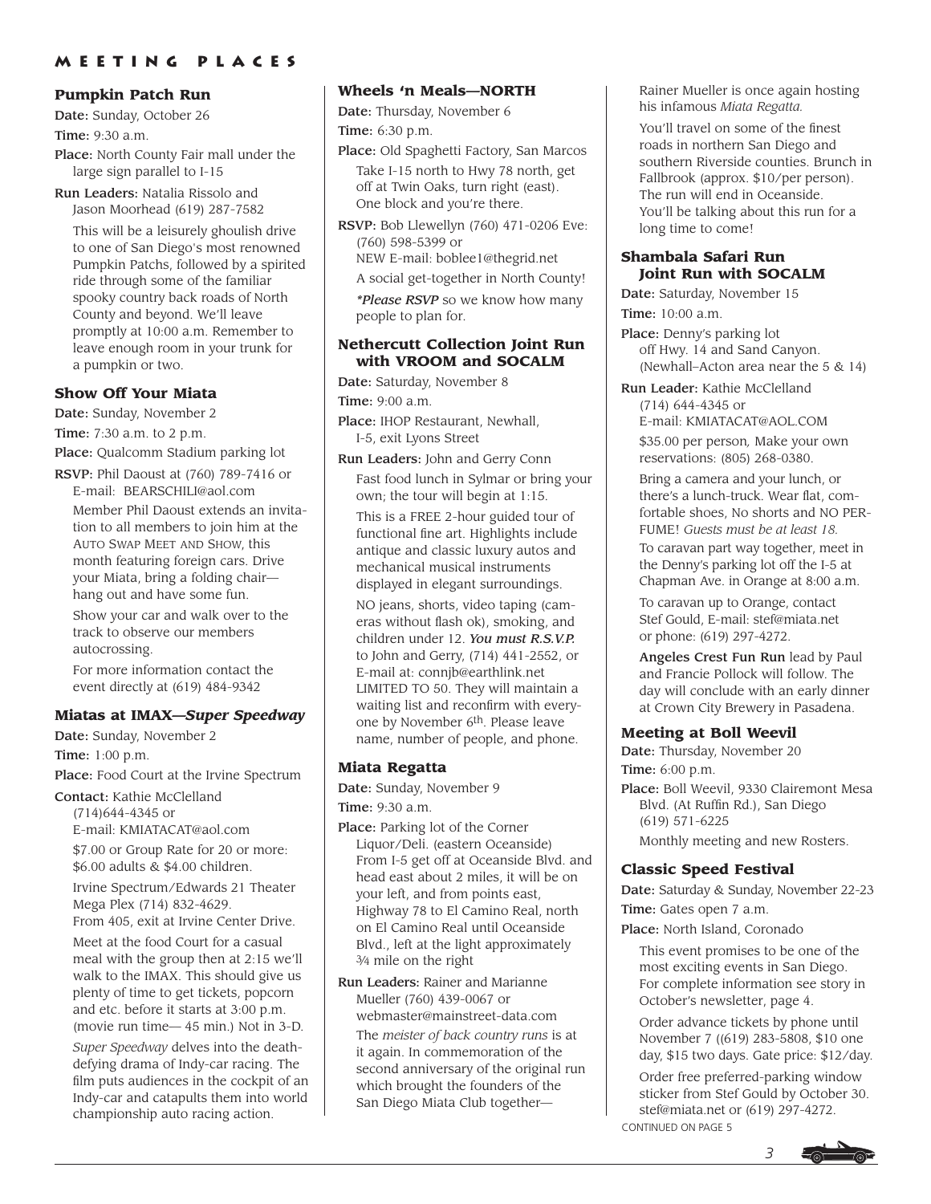# MEETING PLACES

### Pumpkin Patch Run

**Date:** Sunday, October 26

**Time:** 9:30 a.m.

**Place:** North County Fair mall under the large sign parallel to I-15

**Run Leaders:** Natalia Rissolo and Jason Moorhead (619) 287-7582

This will be a leisurely ghoulish drive to one of San Diego's most renowned Pumpkin Patchs, followed by a spirited ride through some of the familiar spooky country back roads of North County and beyond. We'll leave promptly at 10:00 a.m. Remember to leave enough room in your trunk for a pumpkin or two.

### Show Off Your Miata

**Date:** Sunday, November 2

**Time:** 7:30 a.m. to 2 p.m.

**Place:** Qualcomm Stadium parking lot

**RSVP:** Phil Daoust at (760) 789-7416 or E-mail: BEARSCHILI@aol.com

Member Phil Daoust extends an invitation to all members to join him at the AUTO SWAP MEET AND SHOW, this month featuring foreign cars. Drive your Miata, bring a folding chair—hang out and have some fun.

Show your car and walk over to the track to observe our members autocrossing.

For more information contact the event directly at (619) 484-9342

### Miatas at IMAX—*Super Speedway*

**Date:** Sunday, November 2

**Time:** 1:00 p.m.

**Place:** Food Court at the Irvine Spectrum

**Contact:** Kathie McClelland (714)644-4345 or E-mail: KMIATACAT@aol.com

$7.00 or Group Rate for 20 or more: $6.00 adults & $4.00 children.

Irvine Spectrum/Edwards 21 Theater Mega Plex (714) 832-4629. From 405, exit at Irvine Center Drive.

Meet at the food Court for a casual meal with the group then at 2:15 we'll walk to the IMAX. This should give us plenty of time to get tickets, popcorn and etc. before it starts at 3:00 p.m. (movie run time— 45 min.) Not in 3-D.

*Super Speedway* delves into the death-defying drama of Indy-car racing. The film puts audiences in the cockpit of an Indy-car and catapults them into world championship auto racing action.

### Wheels 'n Meals—NORTH

**Date:** Thursday, November 6

**Time:** 6:30 p.m.

**Place:** Old Spaghetti Factory, San Marcos

Take I-15 north to Hwy 78 north, get off at Twin Oaks, turn right (east). One block and you're there.

**RSVP:** Bob Llewellyn (760) 471-0206 Eve: (760) 598-5399 or NEW E-mail: boblee1@thegrid.net

A social get-together in North County!

***Please RSVP*** so we know how many people to plan for.

### Nethercutt Collection Joint Run with VROOM and SOCALM

**Date:** Saturday, November 8

**Time:** 9:00 a.m.

**Place:** IHOP Restaurant, Newhall, I-5, exit Lyons Street

**Run Leaders:** John and Gerry Conn

Fast food lunch in Sylmar or bring your own; the tour will begin at 1:15.

This is a FREE 2-hour guided tour of functional fine art. Highlights include antique and classic luxury autos and mechanical musical instruments displayed in elegant surroundings.

NO jeans, shorts, video taping (cameras without flash ok), smoking, and children under 12. ***You must R.S.V.P.*** to John and Gerry, (714) 441-2552, or E-mail at: connjb@earthlink.net LIMITED TO 50. They will maintain a waiting list and reconfirm with everyone by November 6th. Please leave name, number of people, and phone.

### Miata Regatta

**Date:** Sunday, November 9

**Time:** 9:30 a.m.

**Place:** Parking lot of the Corner Liquor/Deli. (eastern Oceanside) From I-5 get off at Oceanside Blvd. and head east about 2 miles, it will be on your left, and from points east, Highway 78 to El Camino Real, north on El Camino Real until Oceanside Blvd., left at the light approximately ¾ mile on the right

**Run Leaders:** Rainer and Marianne Mueller (760) 439-0067 or webmaster@mainstreet-data.com

The *meister of back country runs* is at it again. In commemoration of the second anniversary of the original run which brought the founders of the San Diego Miata Club together—Rainer Mueller is once again hosting his infamous *Miata Regatta.*

You'll travel on some of the finest roads in northern San Diego and southern Riverside counties. Brunch in Fallbrook (approx. $10/per person). The run will end in Oceanside. You'll be talking about this run for a long time to come!

### Shambala Safari Run Joint Run with SOCALM

**Date:** Saturday, November 15

**Time:** 10:00 a.m.

**Place:** Denny's parking lot off Hwy. 14 and Sand Canyon. (Newhall–Acton area near the 5 & 14)

**Run Leader:** Kathie McClelland (714) 644-4345 or E-mail: KMIATACAT@AOL.COM

$35.00 per person*,* Make your own reservations: (805) 268-0380.

Bring a camera and your lunch, or there's a lunch-truck. Wear flat, comfortable shoes, No shorts and NO PERFUME! *Guests must be at least 18.*

To caravan part way together, meet in the Denny's parking lot off the I-5 at Chapman Ave. in Orange at 8:00 a.m.

To caravan up to Orange, contact Stef Gould, E-mail: stef@miata.net or phone: (619) 297-4272.

**Angeles Crest Fun Run** lead by Paul and Francie Pollock will follow. The day will conclude with an early dinner at Crown City Brewery in Pasadena.

### Meeting at Boll Weevil

**Date:** Thursday, November 20

**Time:** 6:00 p.m.

**Place:** Boll Weevil, 9330 Clairemont Mesa Blvd. (At Ruffin Rd.), San Diego (619) 571-6225

Monthly meeting and new Rosters.

### Classic Speed Festival

**Date:** Saturday & Sunday, November 22-23

**Time:** Gates open 7 a.m.

**Place:** North Island, Coronado

This event promises to be one of the most exciting events in San Diego. For complete information see story in October's newsletter, page 4.

Order advance tickets by phone until November 7 ((619) 283-5808, $10 one day, $15 two days. Gate price: $12/day.

Order free preferred-parking window sticker from Stef Gould by October 30. stef@miata.net or (619) 297-4272.

CONTINUED ON PAGE 5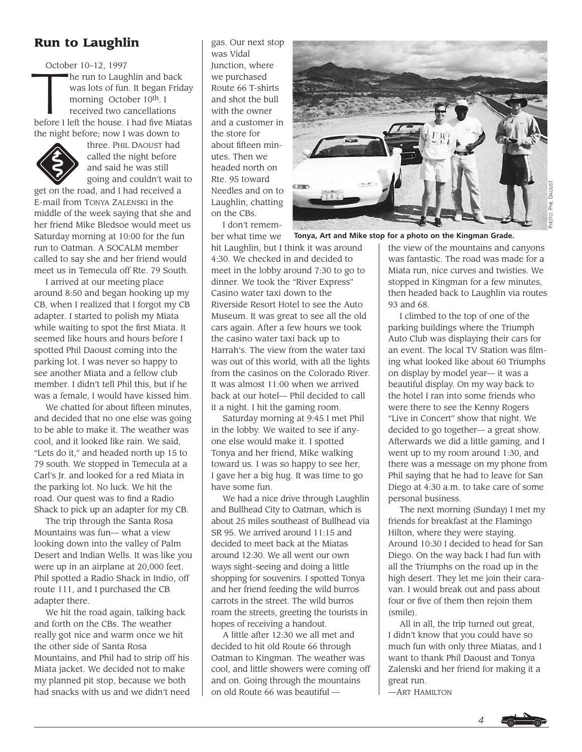## Run to Laughlin

October 10–12, 1997

The run to Laughlin and back was lots of fun. It began Friday morning October 10th. I received two cancellations before I left the house. I had five Miatas the night before; now I was down to three. PHIL DAOUST had called the night before and said he was still going and couldn't wait to get on the road, and I had received a E-mail from TONYA ZALENSKI in the middle of the week saying that she and her friend Mike Bledsoe would meet us Saturday morning at 10:00 for the fun run to Oatman. A SOCALM member called to say she and her friend would meet us in Temecula off Rte. 79 South.

I arrived at our meeting place around 8:50 and began hooking up my CB, when I realized that I forgot my CB adapter. I started to polish my Miata while waiting to spot the first Miata. It seemed like hours and hours before I spotted Phil Daoust coming into the parking lot. I was never so happy to see another Miata and a fellow club member. I didn't tell Phil this, but if he was a female, I would have kissed him.

We chatted for about fifteen minutes, and decided that no one else was going to be able to make it. The weather was cool, and it looked like rain. We said, "Lets do it," and headed north up 15 to 79 south. We stopped in Temecula at a Carl's Jr. and looked for a red Miata in the parking lot. No luck. We hit the road. Our quest was to find a Radio Shack to pick up an adapter for my CB.

The trip through the Santa Rosa Mountains was fun— what a view looking down into the valley of Palm Desert and Indian Wells. It was like you were up in an airplane at 20,000 feet. Phil spotted a Radio Shack in Indio, off route 111, and I purchased the CB adapter there.

We hit the road again, talking back and forth on the CBs. The weather really got nice and warm once we hit the other side of Santa Rosa Mountains, and Phil had to strip off his Miata jacket. We decided not to make my planned pit stop, because we both had snacks with us and we didn't need gas. Our next stop was Vidal Junction, where we purchased Route 66 T-shirts and shot the bull with the owner and a customer in the store for about fifteen minutes. Then we headed north on Rte. 95 toward Needles and on to Laughlin, chatting on the CBs.

I don't remember what time we hit Laughlin, but I think it was around 4:30. We checked in and decided to meet in the lobby around 7:30 to go to dinner. We took the "River Express" Casino water taxi down to the Riverside Resort Hotel to see the Auto Museum. It was great to see all the old cars again. After a few hours we took the casino water taxi back up to Harrah's. The view from the water taxi was out of this world, with all the lights from the casinos on the Colorado River. It was almost 11:00 when we arrived back at our hotel— Phil decided to call it a night. I hit the gaming room.

Saturday morning at 9:45 I met Phil in the lobby. We waited to see if anyone else would make it. I spotted Tonya and her friend, Mike walking toward us. I was so happy to see her, I gave her a big hug. It was time to go have some fun.

We had a nice drive through Laughlin and Bullhead City to Oatman, which is about 25 miles southeast of Bullhead via SR 95. We arrived around 11:15 and decided to meet back at the Miatas around 12:30. We all went our own ways sight-seeing and doing a little shopping for souvenirs. I spotted Tonya and her friend feeding the wild burros carrots in the street. The wild burros roam the streets, greeting the tourists in hopes of receiving a handout.

A little after 12:30 we all met and decided to hit old Route 66 through Oatman to Kingman. The weather was cool, and little showers were coming off and on. Going through the mountains on old Route 66 was beautiful — the view of the mountains and canyons was fantastic. The road was made for a Miata run, nice curves and twisties. We stopped in Kingman for a few minutes, then headed back to Laughlin via routes 93 and 68.

Tonya, Art and Mike stop for a photo on the Kingman Grade.

PHOTO: PHIL DAOUST

I climbed to the top of one of the parking buildings where the Triumph Auto Club was displaying their cars for an event. The local TV Station was filming what looked like about 60 Triumphs on display by model year— it was a beautiful display. On my way back to the hotel I ran into some friends who were there to see the Kenny Rogers "Live in Concert" show that night. We decided to go together— a great show. Afterwards we did a little gaming, and I went up to my room around 1:30, and there was a message on my phone from Phil saying that he had to leave for San Diego at 4:30 a.m. to take care of some personal business.

The next morning (Sunday) I met my friends for breakfast at the Flamingo Hilton, where they were staying. Around 10:30 I decided to head for San Diego. On the way back I had fun with all the Triumphs on the road up in the high desert. They let me join their caravan. I would break out and pass about four or five of them then rejoin them (smile).

All in all, the trip turned out great, I didn't know that you could have so much fun with only three Miatas, and I want to thank Phil Daoust and Tonya Zalenski and her friend for making it a great run.

—ART HAMILTON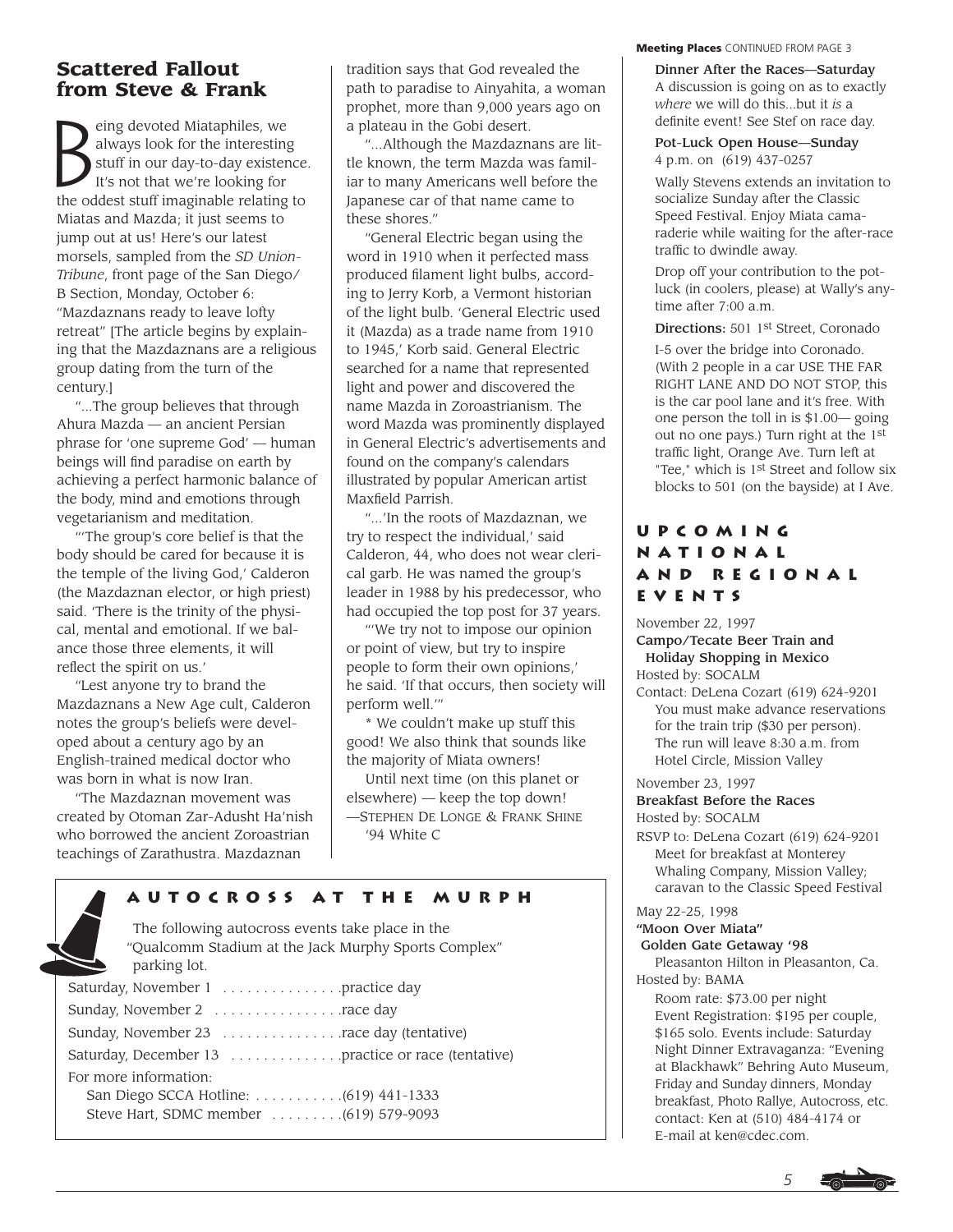## Scattered Fallout from Steve & Frank

Being devoted Miataphiles, we always look for the interesting stuff in our day-to-day existence. It's not that we're looking for the oddest stuff imaginable relating to Miatas and Mazda; it just seems to jump out at us! Here's our latest morsels, sampled from the *SD Union-Tribune*, front page of the San Diego/ B Section, Monday, October 6: "Mazdaznans ready to leave lofty retreat" [The article begins by explaining that the Mazdaznans are a religious group dating from the turn of the century.]

"...The group believes that through Ahura Mazda — an ancient Persian phrase for 'one supreme God' — human beings will find paradise on earth by achieving a perfect harmonic balance of the body, mind and emotions through vegetarianism and meditation.

"'The group's core belief is that the body should be cared for because it is the temple of the living God,' Calderon (the Mazdaznan elector, or high priest) said. 'There is the trinity of the physical, mental and emotional. If we balance those three elements, it will reflect the spirit on us.'

"Lest anyone try to brand the Mazdaznans a New Age cult, Calderon notes the group's beliefs were developed about a century ago by an English-trained medical doctor who was born in what is now Iran.

"The Mazdaznan movement was created by Otoman Zar-Adusht Ha'nish who borrowed the ancient Zoroastrian teachings of Zarathustra. Mazdaznan tradition says that God revealed the path to paradise to Ainyahita, a woman prophet, more than 9,000 years ago on a plateau in the Gobi desert.

"...Although the Mazdaznans are little known, the term Mazda was familiar to many Americans well before the Japanese car of that name came to these shores."

"General Electric began using the word in 1910 when it perfected mass produced filament light bulbs, according to Jerry Korb, a Vermont historian of the light bulb. 'General Electric used it (Mazda) as a trade name from 1910 to 1945,' Korb said. General Electric searched for a name that represented light and power and discovered the name Mazda in Zoroastrianism. The word Mazda was prominently displayed in General Electric's advertisements and found on the company's calendars illustrated by popular American artist Maxfield Parrish.

"...'In the roots of Mazdaznan, we try to respect the individual,' said Calderon, 44, who does not wear clerical garb. He was named the group's leader in 1988 by his predecessor, who had occupied the top post for 37 years.

"'We try not to impose our opinion or point of view, but try to inspire people to form their own opinions,' he said. 'If that occurs, then society will perform well.'"

* We couldn't make up stuff this good! We also think that sounds like the majority of Miata owners!

Until next time (on this planet or elsewhere) — keep the top down!
—Stephen De Longe & Frank Shine
'94 White C

### Autocross at the Murph

The following autocross events take place in the "Qualcomm Stadium at the Jack Murphy Sports Complex" parking lot.

- Saturday, November 1 . . . . . . . . . . . . . . practice day
- Sunday, November 2 . . . . . . . . . . . . . . . race day
- Sunday, November 23 . . . . . . . . . . . . . . race day (tentative)
- Saturday, December 13 . . . . . . . . . . . . . practice or race (tentative)

For more information:
San Diego SCCA Hotline: . . . . . . . . . . . (619) 441-1333
Steve Hart, SDMC member . . . . . . . . . (619) 579-9093

**Meeting Places** CONTINUED FROM PAGE 3

**Dinner After the Races—Saturday**
A discussion is going on as to exactly *where* we will do this...but it *is* a definite event! See Stef on race day.

**Pot-Luck Open House—Sunday**
4 p.m. on (619) 437-0257

Wally Stevens extends an invitation to socialize Sunday after the Classic Speed Festival. Enjoy Miata camaraderie while waiting for the after-race traffic to dwindle away.

Drop off your contribution to the pot-luck (in coolers, please) at Wally's anytime after 7:00 a.m.

**Directions:** 501 1st Street, Coronado

I-5 over the bridge into Coronado. (With 2 people in a car USE THE FAR RIGHT LANE AND DO NOT STOP, this is the car pool lane and it's free. With one person the toll in is $1.00— going out no one pays.) Turn right at the 1st traffic light, Orange Ave. Turn left at "Tee," which is 1st Street and follow six blocks to 501 (on the bayside) at I Ave.

### Upcoming National and Regional Events

November 22, 1997
**Campo/Tecate Beer Train and Holiday Shopping in Mexico**
Hosted by: SOCALM
Contact: DeLena Cozart (619) 624-9201
You must make advance reservations for the train trip ($30 per person). The run will leave 8:30 a.m. from Hotel Circle, Mission Valley

November 23, 1997
**Breakfast Before the Races**
Hosted by: SOCALM
RSVP to: DeLena Cozart (619) 624-9201
Meet for breakfast at Monterey Whaling Company, Mission Valley; caravan to the Classic Speed Festival

May 22-25, 1998
**"Moon Over Miata" Golden Gate Getaway '98**
Pleasanton Hilton in Pleasanton, Ca.
Hosted by: BAMA
Room rate: $73.00 per night
Event Registration: $195 per couple, $165 solo. Events include: Saturday Night Dinner Extravaganza: "Evening at Blackhawk" Behring Auto Museum, Friday and Sunday dinners, Monday breakfast, Photo Rallye, Autocross, etc. contact: Ken at (510) 484-4174 or E-mail at ken@cdec.com.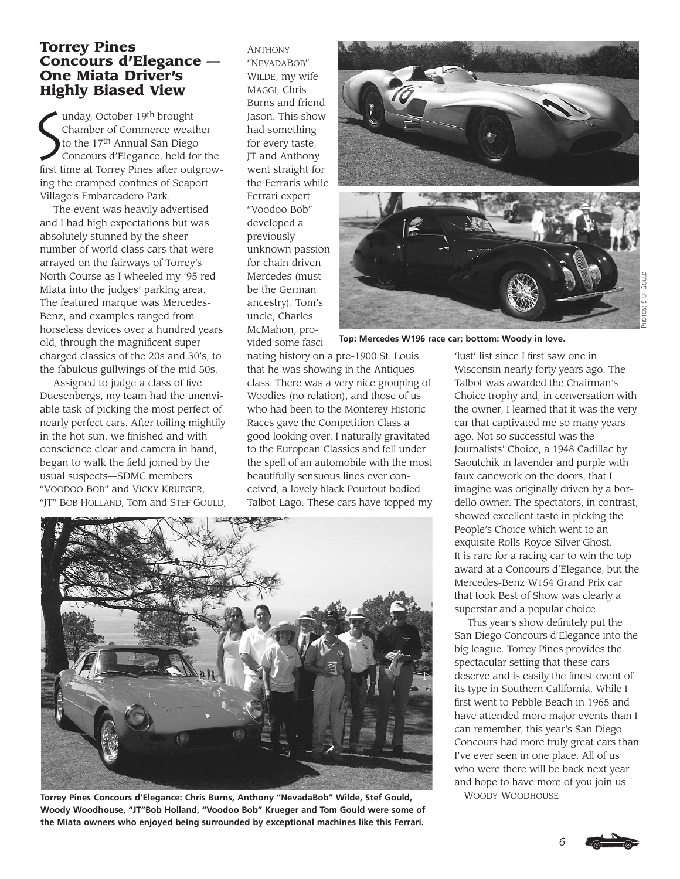## Torrey Pines Concours d'Elegance — One Miata Driver's Highly Biased View

Sunday, October 19th brought Chamber of Commerce weather to the 17th Annual San Diego Concours d'Elegance, held for the first time at Torrey Pines after outgrowing the cramped confines of Seaport Village's Embarcadero Park.

The event was heavily advertised and I had high expectations but was absolutely stunned by the sheer number of world class cars that were arrayed on the fairways of Torrey's North Course as I wheeled my '95 red Miata into the judges' parking area. The featured marque was Mercedes-Benz, and examples ranged from horseless devices over a hundred years old, through the magnificent supercharged classics of the 20s and 30's, to the fabulous gullwings of the mid 50s.

Assigned to judge a class of five Duesenbergs, my team had the unenviable task of picking the most perfect of nearly perfect cars. After toiling mightily in the hot sun, we finished and with conscience clear and camera in hand, began to walk the field joined by the usual suspects—SDMC members "Voodoo Bob" and Vicky Krueger, "JT" Bob Holland, Tom and Stef Gould, Anthony "NevadaBob" Wilde, my wife Maggi, Chris Burns and friend Jason. This show had something for every taste, JT and Anthony went straight for the Ferraris while Ferrari expert "Voodoo Bob" developed a previously unknown passion for chain driven Mercedes (must be the German ancestry). Tom's uncle, Charles McMahon, provided some fascinating history on a pre-1900 St. Louis that he was showing in the Antiques class. There was a very nice grouping of Woodies (no relation), and those of us who had been to the Monterey Historic Races gave the Competition Class a good looking over. I naturally gravitated to the European Classics and fell under the spell of an automobile with the most beautifully sensuous lines ever conceived, a lovely black Pourtout bodied Talbot-Lago. These cars have topped my 'lust' list since I first saw one in Wisconsin nearly forty years ago. The Talbot was awarded the Chairman's Choice trophy and, in conversation with the owner, I learned that it was the very car that captivated me so many years ago. Not so successful was the Journalists' Choice, a 1948 Cadillac by Saoutchik in lavender and purple with faux canework on the doors, that I imagine was originally driven by a bordello owner. The spectators, in contrast, showed excellent taste in picking the People's Choice which went to an exquisite Rolls-Royce Silver Ghost. It is rare for a racing car to win the top award at a Concours d'Elegance, but the Mercedes-Benz W154 Grand Prix car that took Best of Show was clearly a superstar and a popular choice.

This year's show definitely put the San Diego Concours d'Elegance into the big league. Torrey Pines provides the spectacular setting that these cars deserve and is easily the finest event of its type in Southern California. While I first went to Pebble Beach in 1965 and have attended more major events than I can remember, this year's San Diego Concours had more truly great cars than I've ever seen in one place. All of us who were there will be back next year and hope to have more of you join us.
—Woody Woodhouse

**Top: Mercedes W196 race car; bottom: Woody in love.**

Photos: Stef Gould

**Torrey Pines Concours d'Elegance: Chris Burns, Anthony "NevadaBob" Wilde, Stef Gould, Woody Woodhouse, "JT"Bob Holland, "Voodoo Bob" Krueger and Tom Gould were some of the Miata owners who enjoyed being surrounded by exceptional machines like this Ferrari.**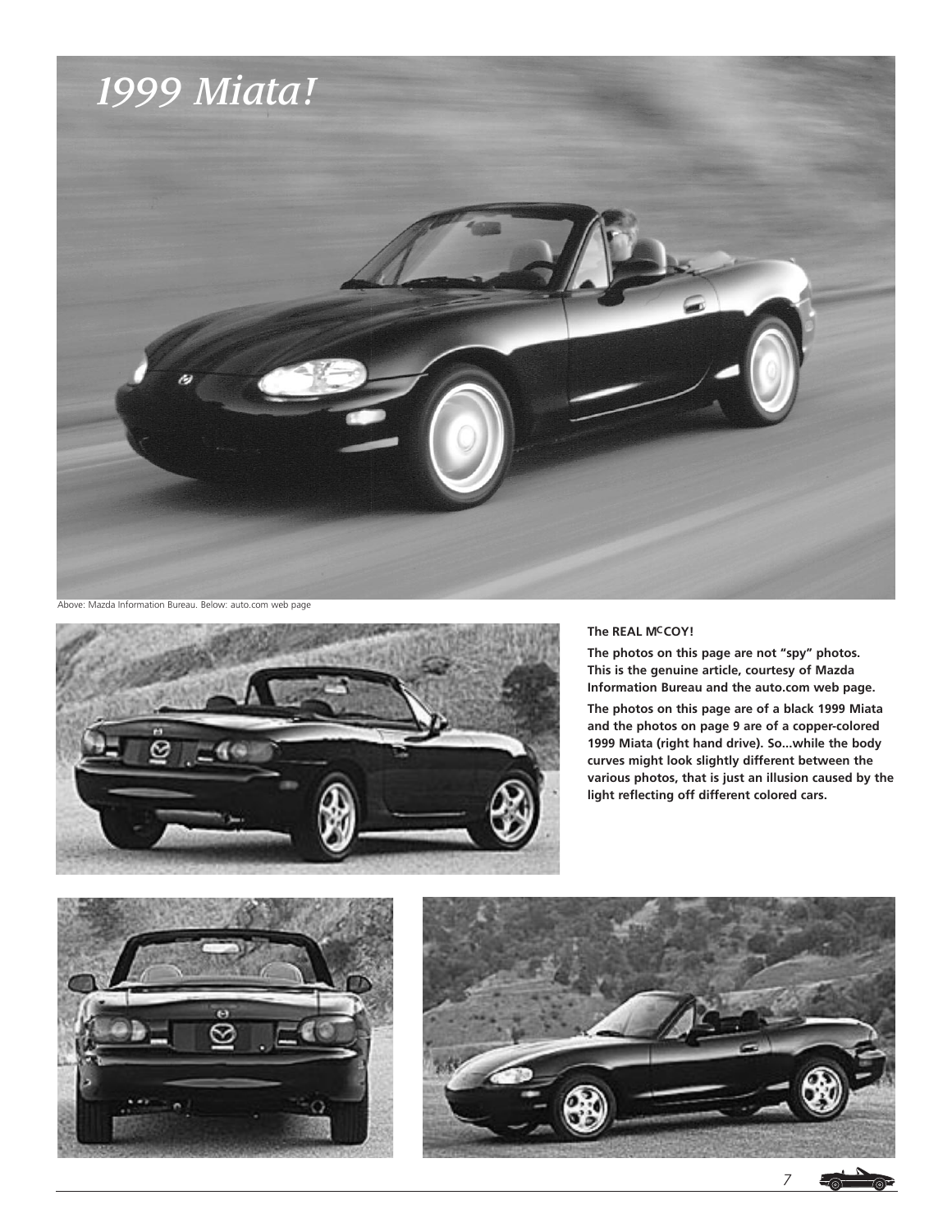# *1999 Miata!*

Above: Mazda Information Bureau. Below: auto.com web page

**The REAL McCOY!**

**The photos on this page are not "spy" photos. This is the genuine article, courtesy of Mazda Information Bureau and the auto.com web page.**

**The photos on this page are of a black 1999 Miata and the photos on page 9 are of a copper-colored 1999 Miata (right hand drive). So...while the body curves might look slightly different between the various photos, that is just an illusion caused by the light reflecting off different colored cars.**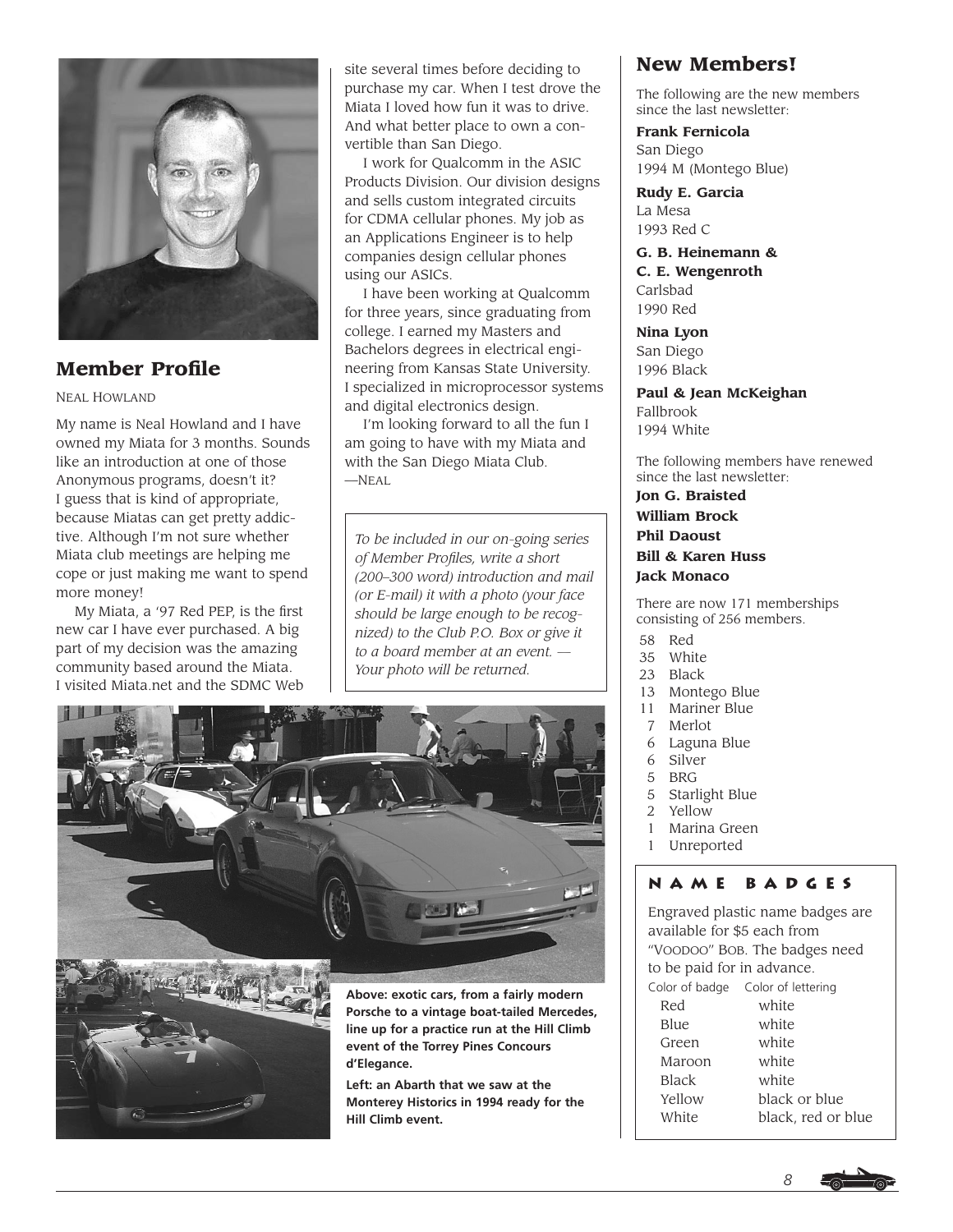## Member Profile

NEAL HOWLAND

My name is Neal Howland and I have owned my Miata for 3 months. Sounds like an introduction at one of those Anonymous programs, doesn't it? I guess that is kind of appropriate, because Miatas can get pretty addictive. Although I'm not sure whether Miata club meetings are helping me cope or just making me want to spend more money!

My Miata, a '97 Red PEP, is the first new car I have ever purchased. A big part of my decision was the amazing community based around the Miata. I visited Miata.net and the SDMC Web site several times before deciding to purchase my car. When I test drove the Miata I loved how fun it was to drive. And what better place to own a convertible than San Diego.

I work for Qualcomm in the ASIC Products Division. Our division designs and sells custom integrated circuits for CDMA cellular phones. My job as an Applications Engineer is to help companies design cellular phones using our ASICs.

I have been working at Qualcomm for three years, since graduating from college. I earned my Masters and Bachelors degrees in electrical engineering from Kansas State University. I specialized in microprocessor systems and digital electronics design.

I'm looking forward to all the fun I am going to have with my Miata and with the San Diego Miata Club.
—NEAL

*To be included in our on-going series of Member Profiles, write a short (200–300 word) introduction and mail (or E-mail) it with a photo (your face should be large enough to be recognized) to the Club P.O. Box or give it to a board member at an event. — Your photo will be returned.*

**Above: exotic cars, from a fairly modern Porsche to a vintage boat-tailed Mercedes, line up for a practice run at the Hill Climb event of the Torrey Pines Concours d'Elegance.**

**Left: an Abarth that we saw at the Monterey Historics in 1994 ready for the Hill Climb event.**

## New Members!

The following are the new members since the last newsletter:

**Frank Fernicola**
San Diego
1994 M (Montego Blue)

**Rudy E. Garcia**
La Mesa
1993 Red C

**G. B. Heinemann &**
**C. E. Wengenroth**
Carlsbad
1990 Red

**Nina Lyon**
San Diego
1996 Black

**Paul & Jean McKeighan**
Fallbrook
1994 White

The following members have renewed since the last newsletter:

**Jon G. Braisted**
**William Brock**
**Phil Daoust**
**Bill & Karen Huss**
**Jack Monaco**

There are now 171 memberships consisting of 256 members.

| | |
|---|---|
| 58 | Red |
| 35 | White |
| 23 | Black |
| 13 | Montego Blue |
| 11 | Mariner Blue |
| 7 | Merlot |
| 6 | Laguna Blue |
| 6 | Silver |
| 5 | BRG |
| 5 | Starlight Blue |
| 2 | Yellow |
| 1 | Marina Green |
| 1 | Unreported |

### NAME BADGES

Engraved plastic name badges are available for $5 each from "VOODOO" BOB. The badges need to be paid for in advance.

| Color of badge | Color of lettering |
|---|---|
| Red | white |
| Blue | white |
| Green | white |
| Maroon | white |
| Black | white |
| Yellow | black or blue |
| White | black, red or blue |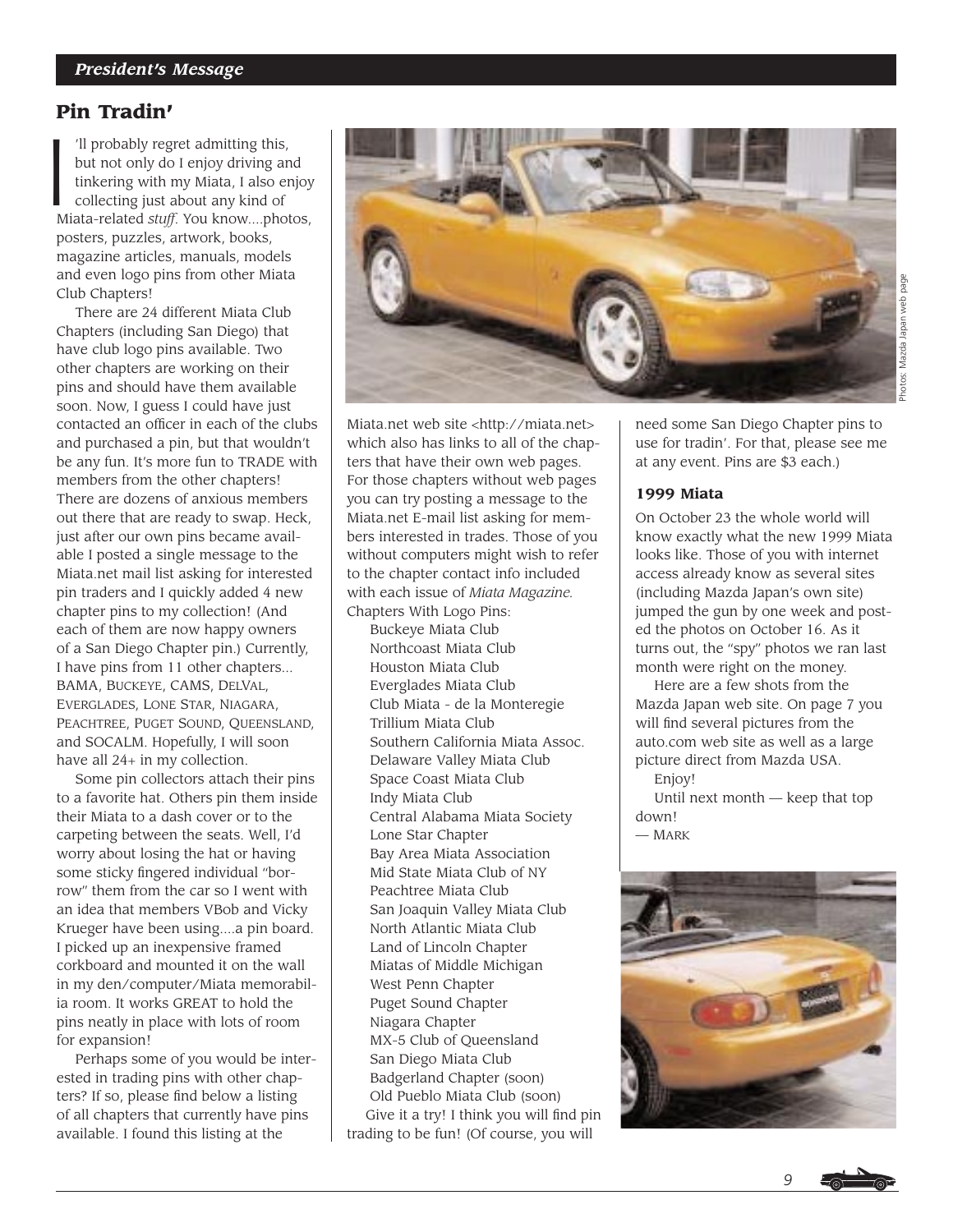*President's Message*

## Pin Tradin'

I'll probably regret admitting this, but not only do I enjoy driving and tinkering with my Miata, I also enjoy collecting just about any kind of Miata-related *stuff*. You know....photos, posters, puzzles, artwork, books, magazine articles, manuals, models and even logo pins from other Miata Club Chapters!

There are 24 different Miata Club Chapters (including San Diego) that have club logo pins available. Two other chapters are working on their pins and should have them available soon. Now, I guess I could have just contacted an officer in each of the clubs and purchased a pin, but that wouldn't be any fun. It's more fun to TRADE with members from the other chapters! There are dozens of anxious members out there that are ready to swap. Heck, just after our own pins became available I posted a single message to the Miata.net mail list asking for interested pin traders and I quickly added 4 new chapter pins to my collection! (And each of them are now happy owners of a San Diego Chapter pin.) Currently, I have pins from 11 other chapters... BAMA, BUCKEYE, CAMS, DELVAL, EVERGLADES, LONE STAR, NIAGARA, PEACHTREE, PUGET SOUND, QUEENSLAND, and SOCALM. Hopefully, I will soon have all 24+ in my collection.

Some pin collectors attach their pins to a favorite hat. Others pin them inside their Miata to a dash cover or to the carpeting between the seats. Well, I'd worry about losing the hat or having some sticky fingered individual "borrow" them from the car so I went with an idea that members VBob and Vicky Krueger have been using....a pin board. I picked up an inexpensive framed corkboard and mounted it on the wall in my den/computer/Miata memorabilia room. It works GREAT to hold the pins neatly in place with lots of room for expansion!

Perhaps some of you would be interested in trading pins with other chapters? If so, please find below a listing of all chapters that currently have pins available. I found this listing at the Miata.net web site <http://miata.net> which also has links to all of the chapters that have their own web pages. For those chapters without web pages you can try posting a message to the Miata.net E-mail list asking for members interested in trades. Those of you without computers might wish to refer to the chapter contact info included with each issue of *Miata Magazine*.

Chapters With Logo Pins:

- Buckeye Miata Club
- Northcoast Miata Club
- Houston Miata Club
- Everglades Miata Club
- Club Miata - de la Monteregie
- Trillium Miata Club
- Southern California Miata Assoc.
- Delaware Valley Miata Club
- Space Coast Miata Club
- Indy Miata Club
- Central Alabama Miata Society
- Lone Star Chapter
- Bay Area Miata Association
- Mid State Miata Club of NY
- Peachtree Miata Club
- San Joaquin Valley Miata Club
- North Atlantic Miata Club
- Land of Lincoln Chapter
- Miatas of Middle Michigan
- West Penn Chapter
- Puget Sound Chapter
- Niagara Chapter
- MX-5 Club of Queensland
- San Diego Miata Club
- Badgerland Chapter (soon)
- Old Pueblo Miata Club (soon)

Give it a try! I think you will find pin trading to be fun! (Of course, you will need some San Diego Chapter pins to use for tradin'. For that, please see me at any event. Pins are $3 each.)

Photos: Mazda Japan web page

### 1999 Miata

On October 23 the whole world will know exactly what the new 1999 Miata looks like. Those of you with internet access already know as several sites (including Mazda Japan's own site) jumped the gun by one week and posted the photos on October 16. As it turns out, the "spy" photos we ran last month were right on the money.

Here are a few shots from the Mazda Japan web site. On page 7 you will find several pictures from the auto.com web site as well as a large picture direct from Mazda USA.

Enjoy!

Until next month — keep that top down!

— MARK